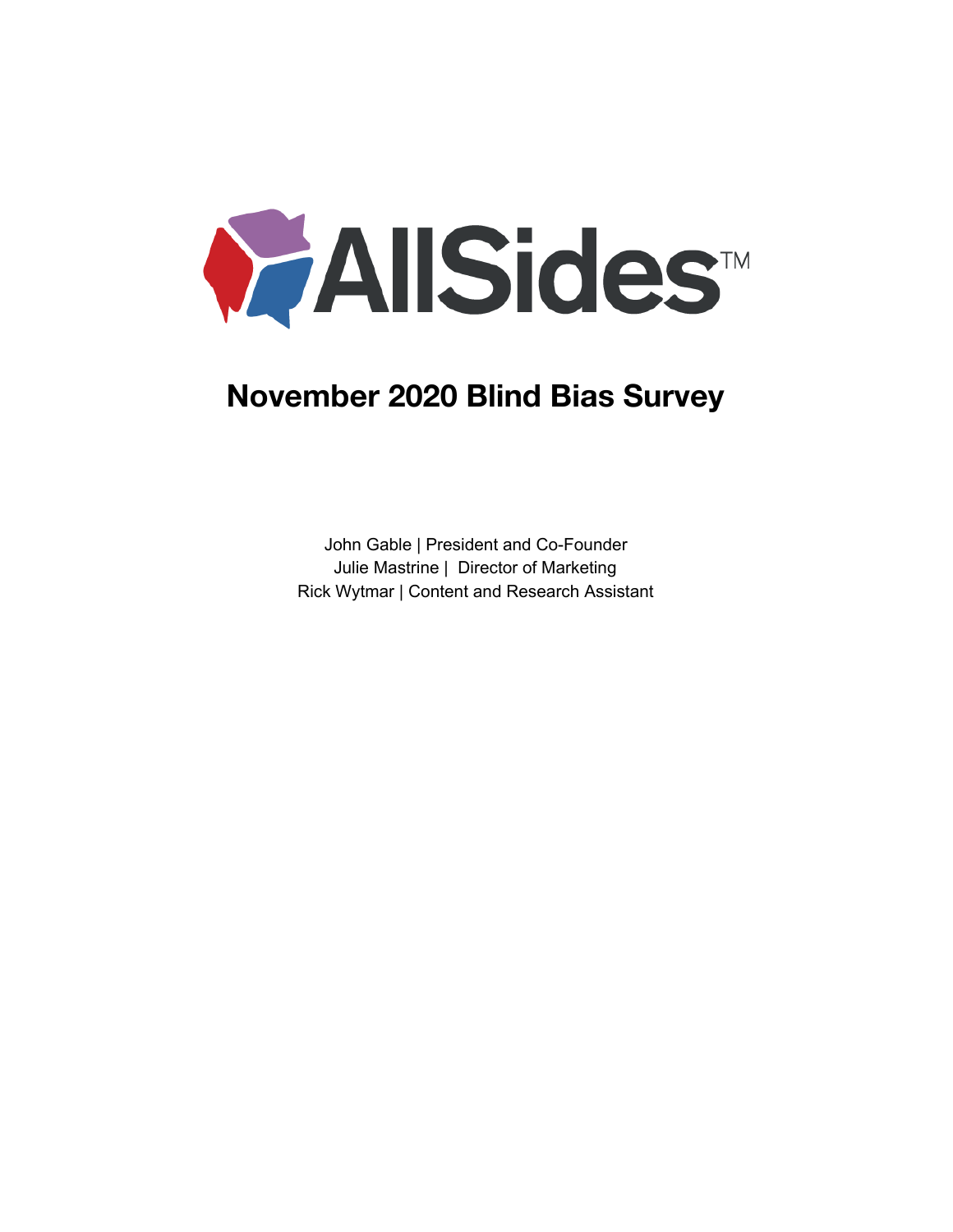AllSides™

# November 2020 Blind Bias Survey

John Gable | President and Co-Founder
Julie Mastrine | Director of Marketing
Rick Wytmar | Content and Research Assistant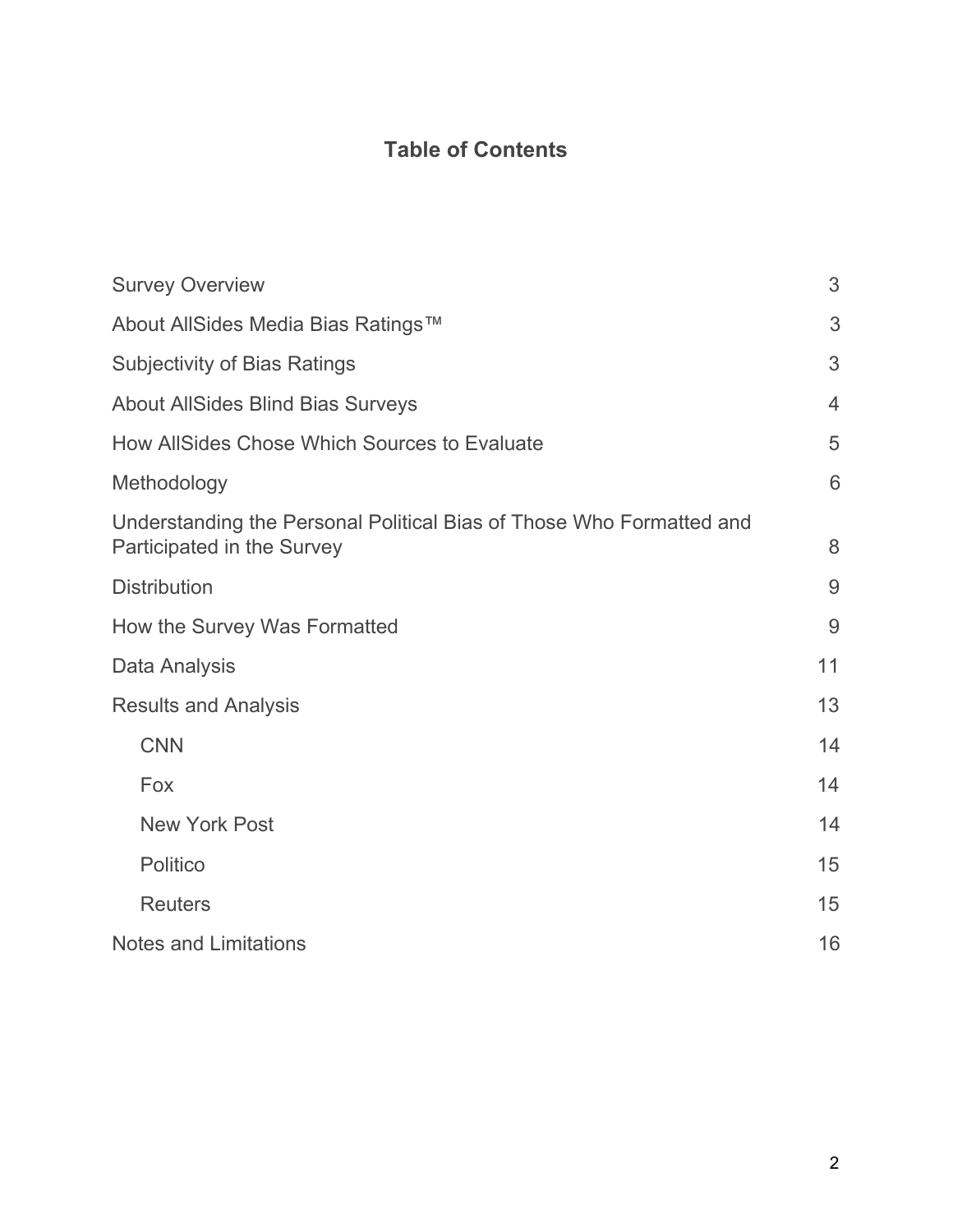## Table of Contents

| | |
|---|---|
| Survey Overview | 3 |
| About AllSides Media Bias Ratings™ | 3 |
| Subjectivity of Bias Ratings | 3 |
| About AllSides Blind Bias Surveys | 4 |
| How AllSides Chose Which Sources to Evaluate | 5 |
| Methodology | 6 |
| Understanding the Personal Political Bias of Those Who Formatted and Participated in the Survey | 8 |
| Distribution | 9 |
| How the Survey Was Formatted | 9 |
| Data Analysis | 11 |
| Results and Analysis | 13 |
| CNN | 14 |
| Fox | 14 |
| New York Post | 14 |
| Politico | 15 |
| Reuters | 15 |
| Notes and Limitations | 16 |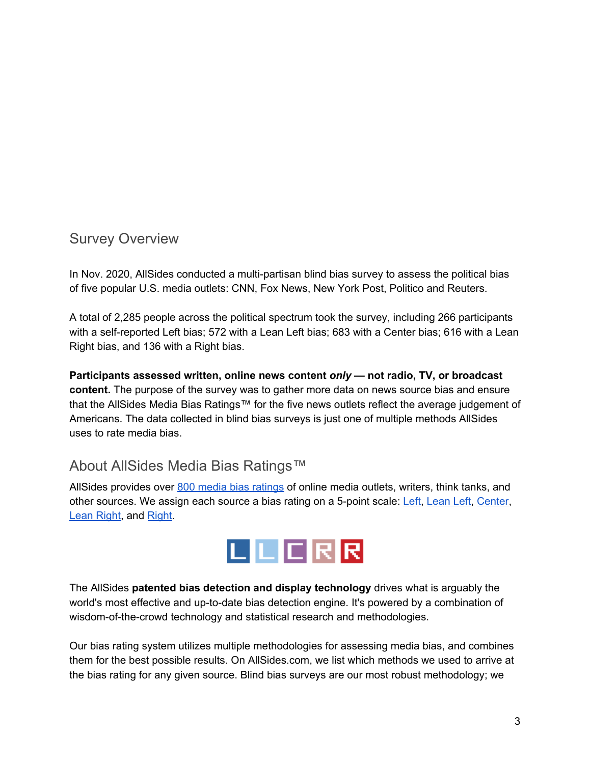## Survey Overview

In Nov. 2020, AllSides conducted a multi-partisan blind bias survey to assess the political bias of five popular U.S. media outlets: CNN, Fox News, New York Post, Politico and Reuters.

A total of 2,285 people across the political spectrum took the survey, including 266 participants with a self-reported Left bias; 572 with a Lean Left bias; 683 with a Center bias; 616 with a Lean Right bias, and 136 with a Right bias.

**Participants assessed written, online news content *only* — not radio, TV, or broadcast content.** The purpose of the survey was to gather more data on news source bias and ensure that the AllSides Media Bias Ratings™ for the five news outlets reflect the average judgement of Americans. The data collected in blind bias surveys is just one of multiple methods AllSides uses to rate media bias.

## About AllSides Media Bias Ratings™

AllSides provides over [800 media bias ratings]() of online media outlets, writers, think tanks, and other sources. We assign each source a bias rating on a 5-point scale: [Left](), [Lean Left](), [Center](), [Lean Right](), and [Right]().

The AllSides **patented bias detection and display technology** drives what is arguably the world's most effective and up-to-date bias detection engine. It's powered by a combination of wisdom-of-the-crowd technology and statistical research and methodologies.

Our bias rating system utilizes multiple methodologies for assessing media bias, and combines them for the best possible results. On AllSides.com, we list which methods we used to arrive at the bias rating for any given source. Blind bias surveys are our most robust methodology; we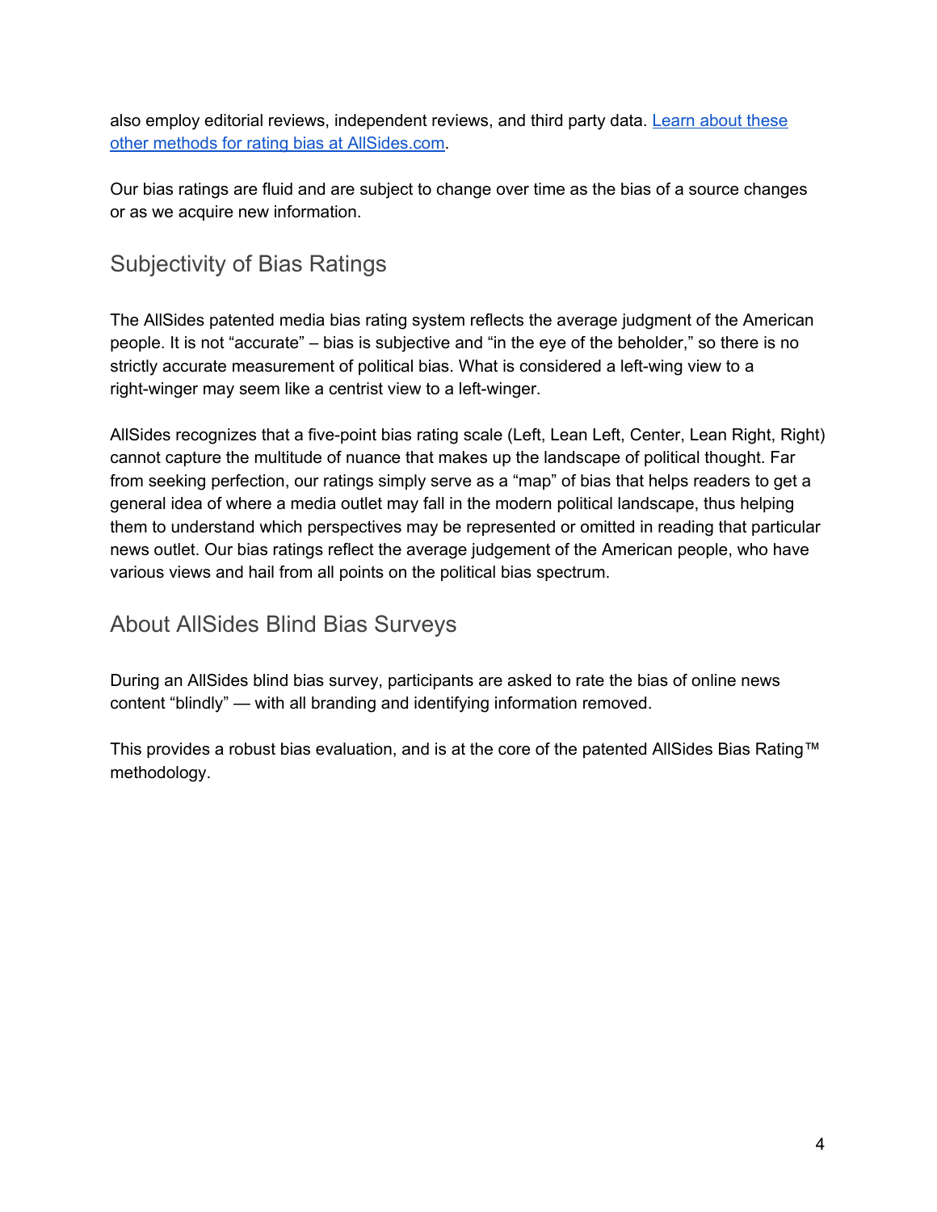also employ editorial reviews, independent reviews, and third party data. [Learn about these other methods for rating bias at AllSides.com](https://www.allsides.com).

Our bias ratings are fluid and are subject to change over time as the bias of a source changes or as we acquire new information.

## Subjectivity of Bias Ratings

The AllSides patented media bias rating system reflects the average judgment of the American people. It is not "accurate" – bias is subjective and "in the eye of the beholder," so there is no strictly accurate measurement of political bias. What is considered a left-wing view to a right-winger may seem like a centrist view to a left-winger.

AllSides recognizes that a five-point bias rating scale (Left, Lean Left, Center, Lean Right, Right) cannot capture the multitude of nuance that makes up the landscape of political thought. Far from seeking perfection, our ratings simply serve as a "map" of bias that helps readers to get a general idea of where a media outlet may fall in the modern political landscape, thus helping them to understand which perspectives may be represented or omitted in reading that particular news outlet. Our bias ratings reflect the average judgement of the American people, who have various views and hail from all points on the political bias spectrum.

## About AllSides Blind Bias Surveys

During an AllSides blind bias survey, participants are asked to rate the bias of online news content "blindly" — with all branding and identifying information removed.

This provides a robust bias evaluation, and is at the core of the patented AllSides Bias Rating™ methodology.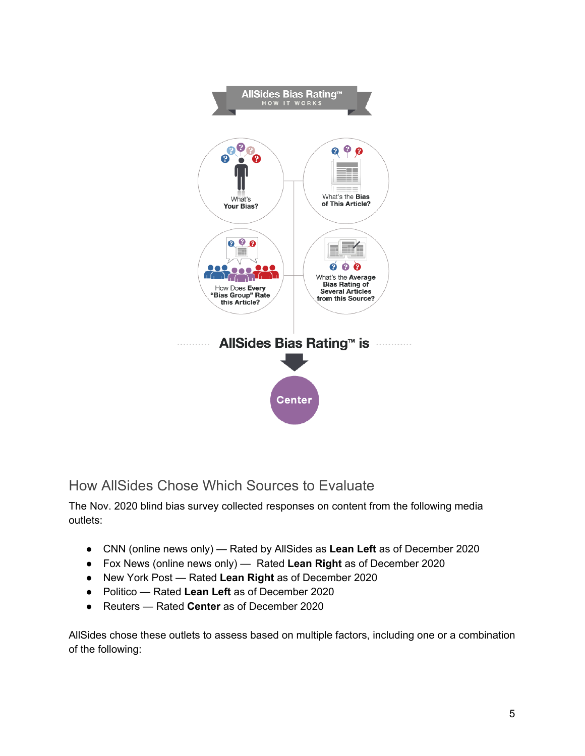## How AllSides Chose Which Sources to Evaluate

The Nov. 2020 blind bias survey collected responses on content from the following media outlets:

- CNN (online news only) — Rated by AllSides as **Lean Left** as of December 2020
- Fox News (online news only) — Rated **Lean Right** as of December 2020
- New York Post — Rated **Lean Right** as of December 2020
- Politico — Rated **Lean Left** as of December 2020
- Reuters — Rated **Center** as of December 2020

AllSides chose these outlets to assess based on multiple factors, including one or a combination of the following: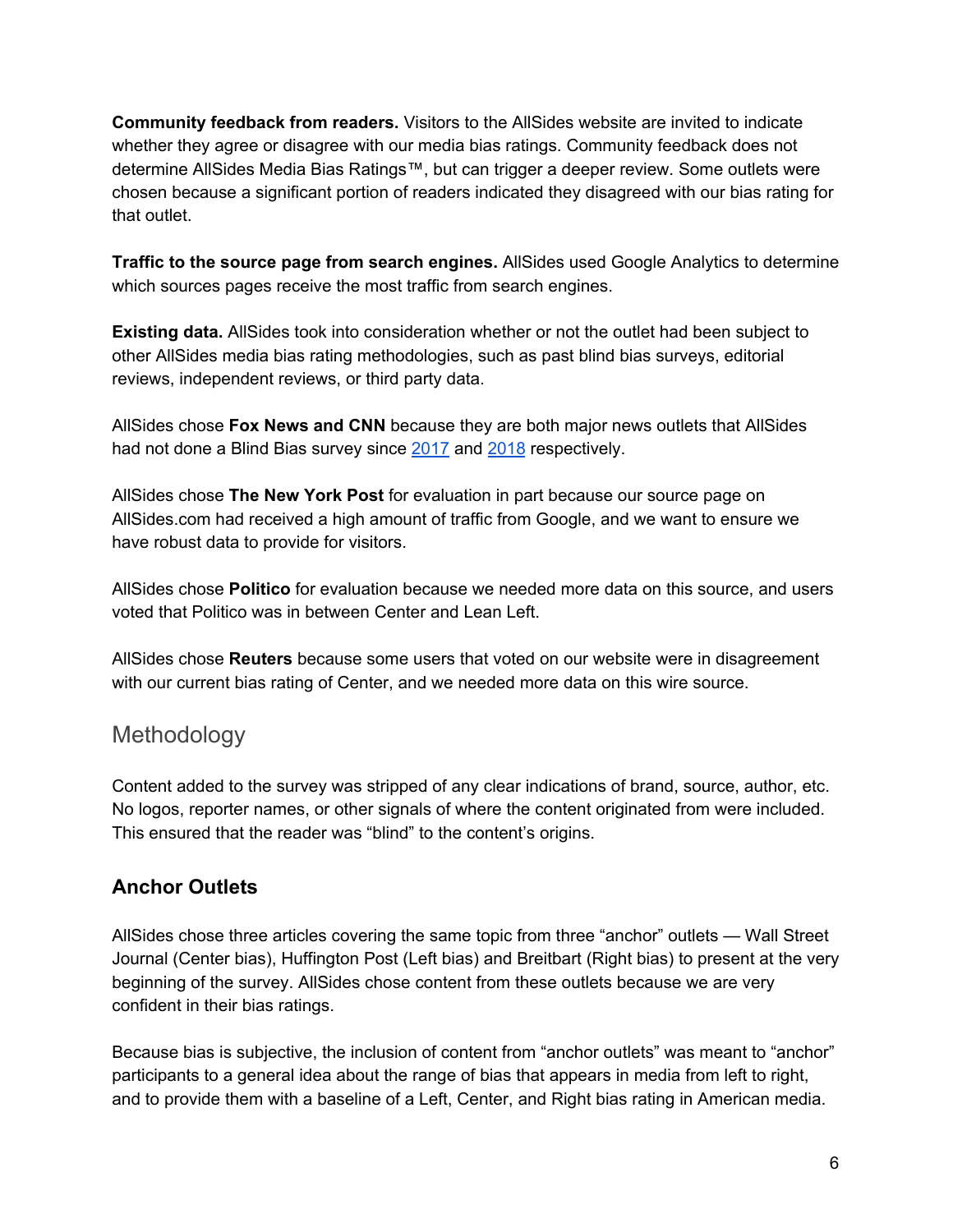**Community feedback from readers.** Visitors to the AllSides website are invited to indicate whether they agree or disagree with our media bias ratings. Community feedback does not determine AllSides Media Bias Ratings™, but can trigger a deeper review. Some outlets were chosen because a significant portion of readers indicated they disagreed with our bias rating for that outlet.

**Traffic to the source page from search engines.** AllSides used Google Analytics to determine which sources pages receive the most traffic from search engines.

**Existing data.** AllSides took into consideration whether or not the outlet had been subject to other AllSides media bias rating methodologies, such as past blind bias surveys, editorial reviews, independent reviews, or third party data.

AllSides chose **Fox News and CNN** because they are both major news outlets that AllSides had not done a Blind Bias survey since 2017 and 2018 respectively.

AllSides chose **The New York Post** for evaluation in part because our source page on AllSides.com had received a high amount of traffic from Google, and we want to ensure we have robust data to provide for visitors.

AllSides chose **Politico** for evaluation because we needed more data on this source, and users voted that Politico was in between Center and Lean Left.

AllSides chose **Reuters** because some users that voted on our website were in disagreement with our current bias rating of Center, and we needed more data on this wire source.

## Methodology

Content added to the survey was stripped of any clear indications of brand, source, author, etc. No logos, reporter names, or other signals of where the content originated from were included. This ensured that the reader was "blind" to the content's origins.

### Anchor Outlets

AllSides chose three articles covering the same topic from three "anchor" outlets — Wall Street Journal (Center bias), Huffington Post (Left bias) and Breitbart (Right bias) to present at the very beginning of the survey. AllSides chose content from these outlets because we are very confident in their bias ratings.

Because bias is subjective, the inclusion of content from "anchor outlets" was meant to "anchor" participants to a general idea about the range of bias that appears in media from left to right, and to provide them with a baseline of a Left, Center, and Right bias rating in American media.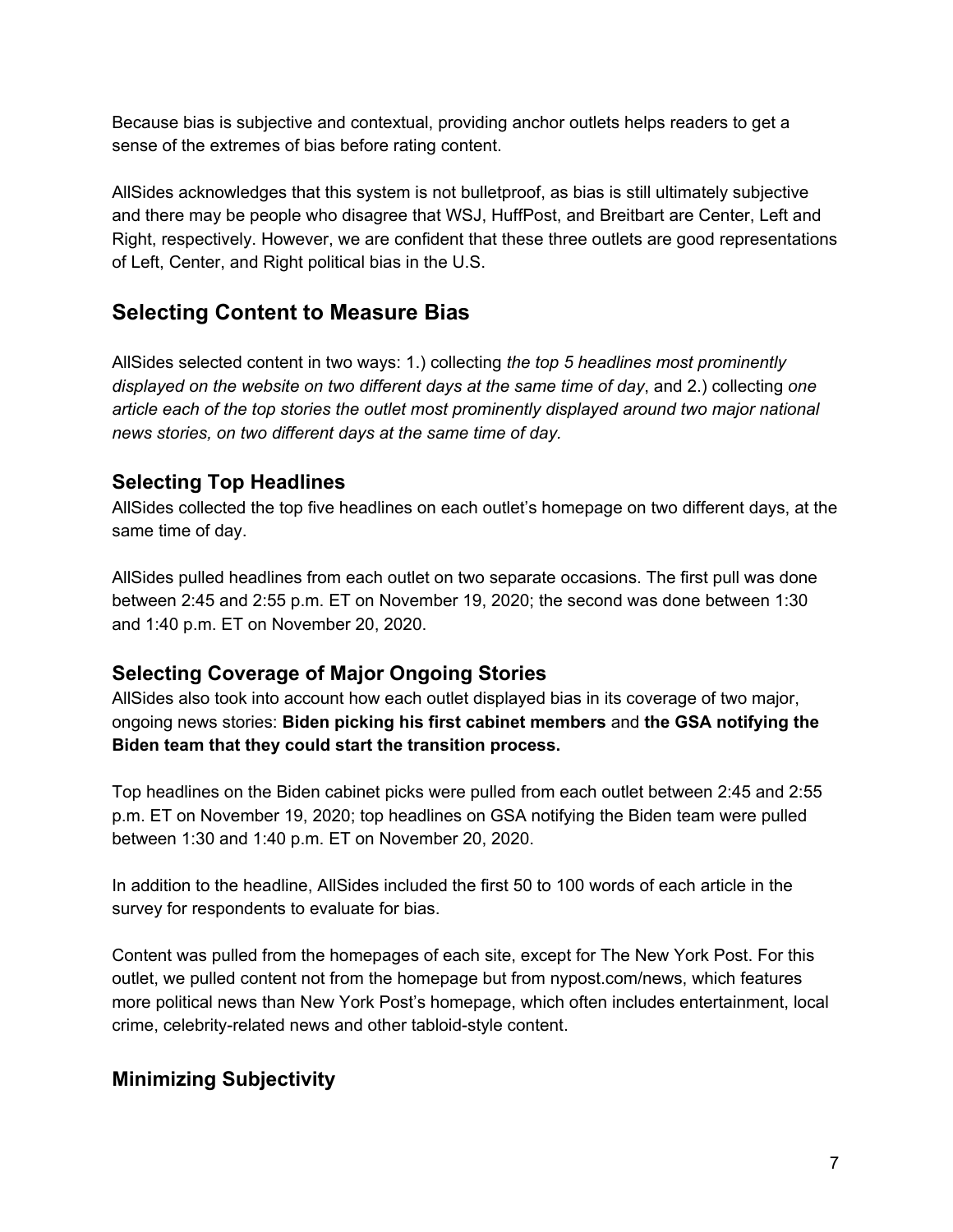Because bias is subjective and contextual, providing anchor outlets helps readers to get a sense of the extremes of bias before rating content.

AllSides acknowledges that this system is not bulletproof, as bias is still ultimately subjective and there may be people who disagree that WSJ, HuffPost, and Breitbart are Center, Left and Right, respectively. However, we are confident that these three outlets are good representations of Left, Center, and Right political bias in the U.S.

## Selecting Content to Measure Bias

AllSides selected content in two ways: 1.) collecting *the top 5 headlines most prominently displayed on the website on two different days at the same time of day*, and 2.) collecting *one article each of the top stories the outlet most prominently displayed around two major national news stories, on two different days at the same time of day.*

### Selecting Top Headlines

AllSides collected the top five headlines on each outlet's homepage on two different days, at the same time of day.

AllSides pulled headlines from each outlet on two separate occasions. The first pull was done between 2:45 and 2:55 p.m. ET on November 19, 2020; the second was done between 1:30 and 1:40 p.m. ET on November 20, 2020.

### Selecting Coverage of Major Ongoing Stories

AllSides also took into account how each outlet displayed bias in its coverage of two major, ongoing news stories: **Biden picking his first cabinet members** and **the GSA notifying the Biden team that they could start the transition process.**

Top headlines on the Biden cabinet picks were pulled from each outlet between 2:45 and 2:55 p.m. ET on November 19, 2020; top headlines on GSA notifying the Biden team were pulled between 1:30 and 1:40 p.m. ET on November 20, 2020.

In addition to the headline, AllSides included the first 50 to 100 words of each article in the survey for respondents to evaluate for bias.

Content was pulled from the homepages of each site, except for The New York Post. For this outlet, we pulled content not from the homepage but from nypost.com/news, which features more political news than New York Post's homepage, which often includes entertainment, local crime, celebrity-related news and other tabloid-style content.

## Minimizing Subjectivity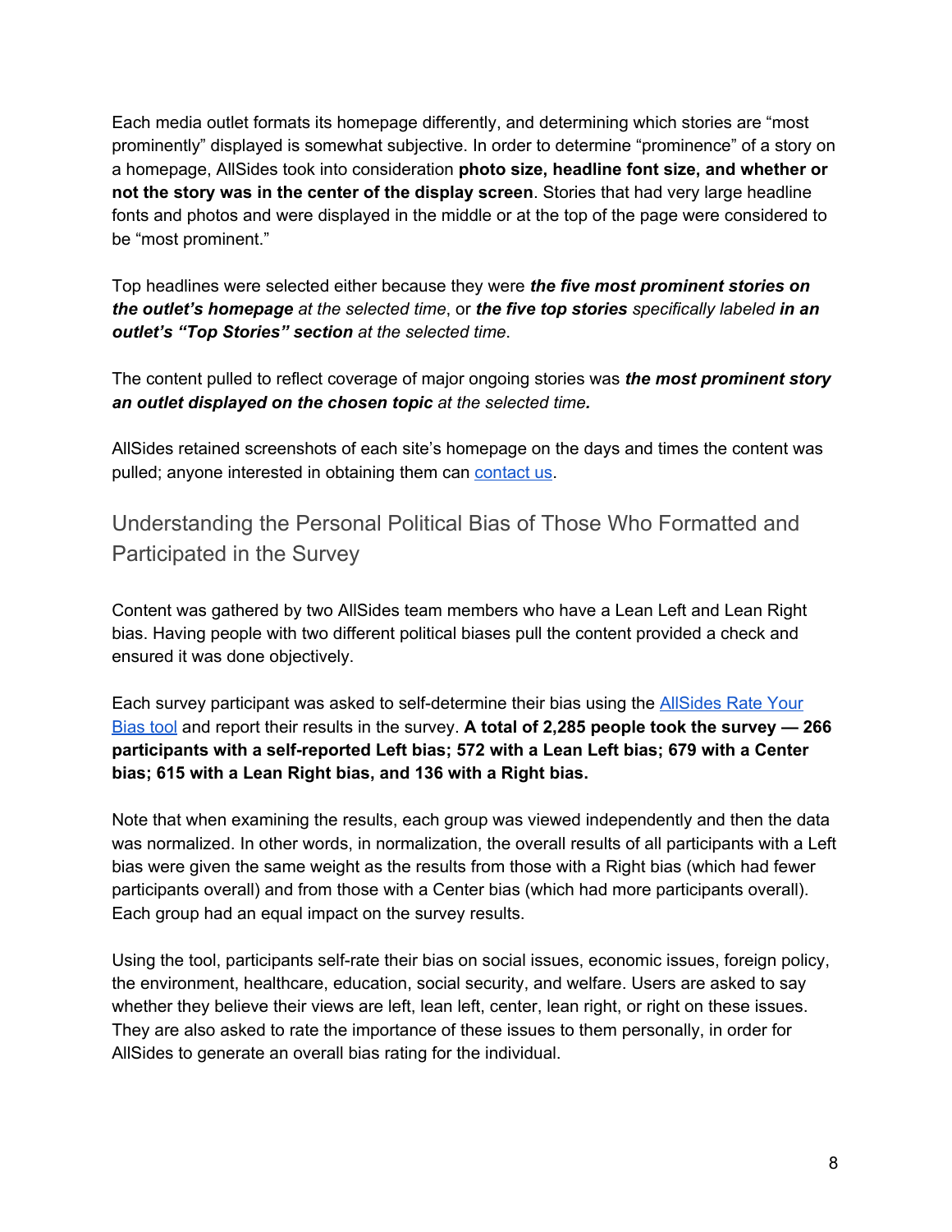Each media outlet formats its homepage differently, and determining which stories are "most prominently" displayed is somewhat subjective. In order to determine "prominence" of a story on a homepage, AllSides took into consideration **photo size, headline font size, and whether or not the story was in the center of the display screen**. Stories that had very large headline fonts and photos and were displayed in the middle or at the top of the page were considered to be "most prominent."

Top headlines were selected either because they were ***the five most prominent stories on the outlet's homepage*** *at the selected time*, or ***the five top stories*** *specifically labeled* ***in an outlet's "Top Stories" section*** *at the selected time*.

The content pulled to reflect coverage of major ongoing stories was ***the most prominent story an outlet displayed on the chosen topic*** *at the selected time.*

AllSides retained screenshots of each site's homepage on the days and times the content was pulled; anyone interested in obtaining them can [contact us](contact us).

## Understanding the Personal Political Bias of Those Who Formatted and Participated in the Survey

Content was gathered by two AllSides team members who have a Lean Left and Lean Right bias. Having people with two different political biases pull the content provided a check and ensured it was done objectively.

Each survey participant was asked to self-determine their bias using the [AllSides Rate Your Bias tool](AllSides Rate Your Bias tool) and report their results in the survey. **A total of 2,285 people took the survey — 266 participants with a self-reported Left bias; 572 with a Lean Left bias; 679 with a Center bias; 615 with a Lean Right bias, and 136 with a Right bias.**

Note that when examining the results, each group was viewed independently and then the data was normalized. In other words, in normalization, the overall results of all participants with a Left bias were given the same weight as the results from those with a Right bias (which had fewer participants overall) and from those with a Center bias (which had more participants overall). Each group had an equal impact on the survey results.

Using the tool, participants self-rate their bias on social issues, economic issues, foreign policy, the environment, healthcare, education, social security, and welfare. Users are asked to say whether they believe their views are left, lean left, center, lean right, or right on these issues. They are also asked to rate the importance of these issues to them personally, in order for AllSides to generate an overall bias rating for the individual.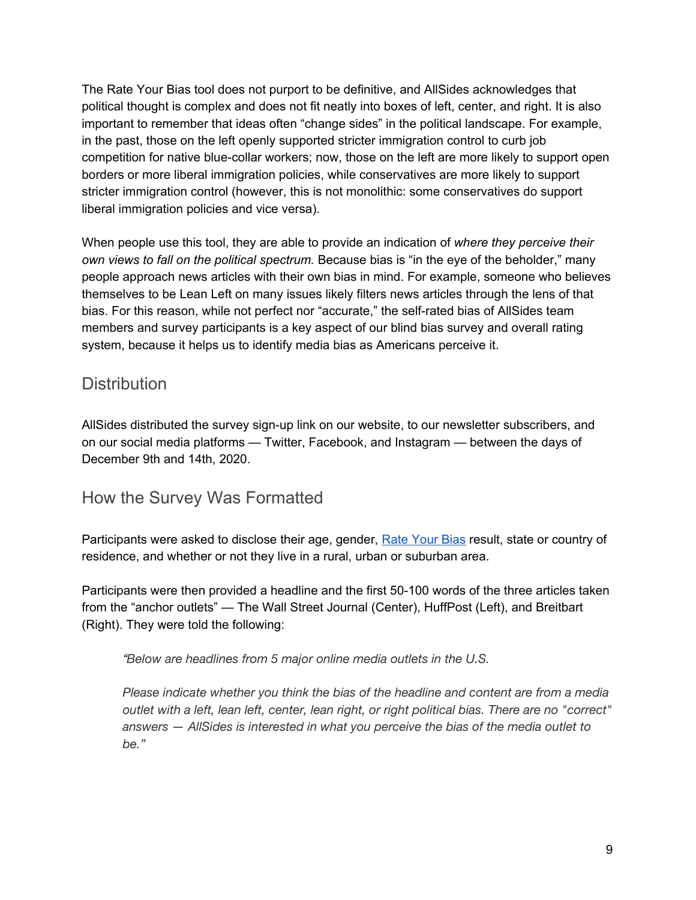The Rate Your Bias tool does not purport to be definitive, and AllSides acknowledges that political thought is complex and does not fit neatly into boxes of left, center, and right. It is also important to remember that ideas often "change sides" in the political landscape. For example, in the past, those on the left openly supported stricter immigration control to curb job competition for native blue-collar workers; now, those on the left are more likely to support open borders or more liberal immigration policies, while conservatives are more likely to support stricter immigration control (however, this is not monolithic: some conservatives do support liberal immigration policies and vice versa).

When people use this tool, they are able to provide an indication of *where they perceive their own views to fall on the political spectrum.* Because bias is "in the eye of the beholder," many people approach news articles with their own bias in mind. For example, someone who believes themselves to be Lean Left on many issues likely filters news articles through the lens of that bias. For this reason, while not perfect nor "accurate," the self-rated bias of AllSides team members and survey participants is a key aspect of our blind bias survey and overall rating system, because it helps us to identify media bias as Americans perceive it.

## Distribution

AllSides distributed the survey sign-up link on our website, to our newsletter subscribers, and on our social media platforms — Twitter, Facebook, and Instagram — between the days of December 9th and 14th, 2020.

## How the Survey Was Formatted

Participants were asked to disclose their age, gender, Rate Your Bias result, state or country of residence, and whether or not they live in a rural, urban or suburban area.

Participants were then provided a headline and the first 50-100 words of the three articles taken from the "anchor outlets" — The Wall Street Journal (Center), HuffPost (Left), and Breitbart (Right). They were told the following:

> *"Below are headlines from 5 major online media outlets in the U.S.*
>
> *Please indicate whether you think the bias of the headline and content are from a media outlet with a left, lean left, center, lean right, or right political bias. There are no "correct" answers — AllSides is interested in what you perceive the bias of the media outlet to be."*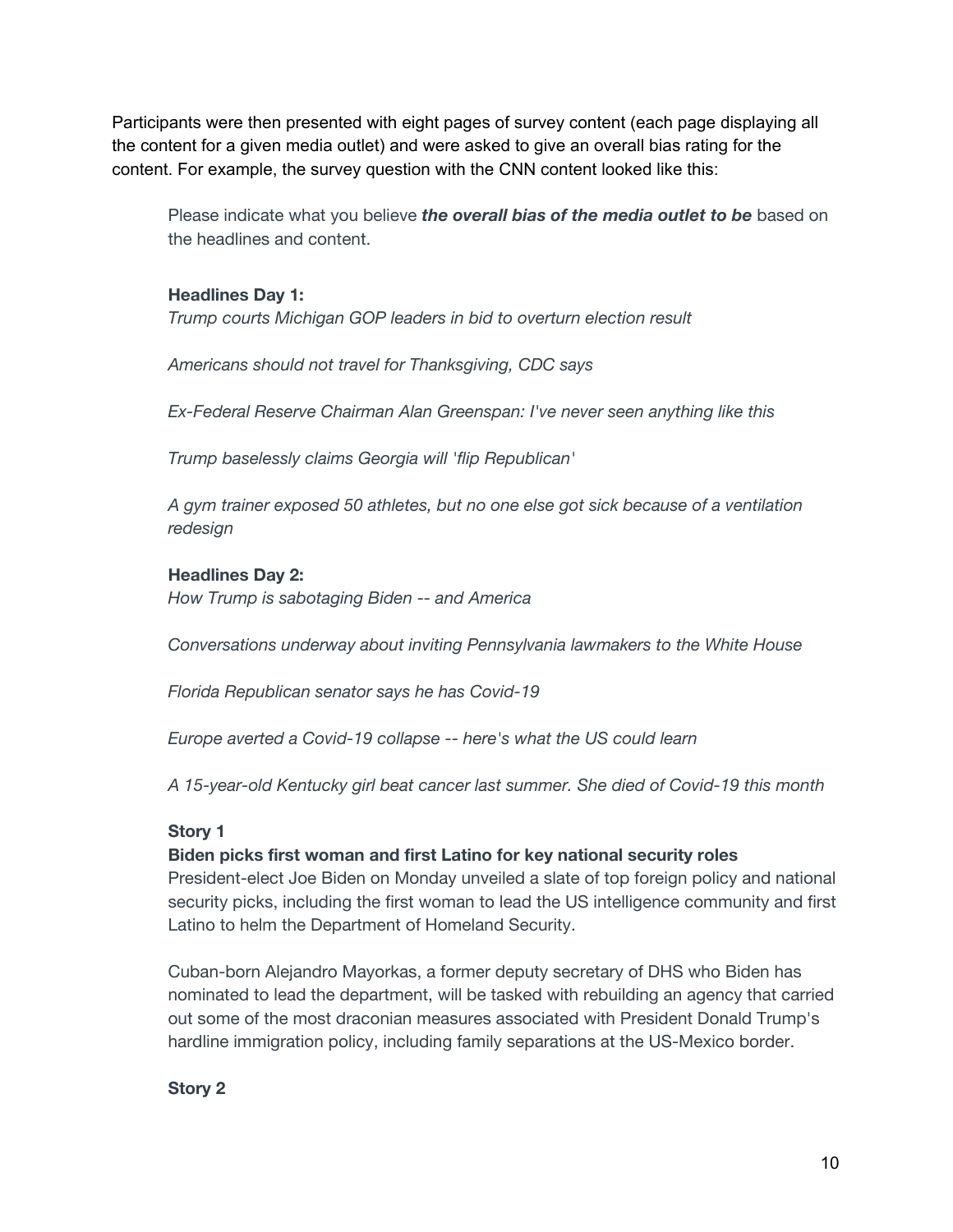Participants were then presented with eight pages of survey content (each page displaying all the content for a given media outlet) and were asked to give an overall bias rating for the content. For example, the survey question with the CNN content looked like this:

> Please indicate what you believe ***the overall bias of the media outlet to be*** based on the headlines and content.
>
> **Headlines Day 1:**
> *Trump courts Michigan GOP leaders in bid to overturn election result*
>
> *Americans should not travel for Thanksgiving, CDC says*
>
> *Ex-Federal Reserve Chairman Alan Greenspan: I've never seen anything like this*
>
> *Trump baselessly claims Georgia will 'flip Republican'*
>
> *A gym trainer exposed 50 athletes, but no one else got sick because of a ventilation redesign*
>
> **Headlines Day 2:**
> *How Trump is sabotaging Biden -- and America*
>
> *Conversations underway about inviting Pennsylvania lawmakers to the White House*
>
> *Florida Republican senator says he has Covid-19*
>
> *Europe averted a Covid-19 collapse -- here's what the US could learn*
>
> *A 15-year-old Kentucky girl beat cancer last summer. She died of Covid-19 this month*
>
> **Story 1**
> **Biden picks first woman and first Latino for key national security roles**
> President-elect Joe Biden on Monday unveiled a slate of top foreign policy and national security picks, including the first woman to lead the US intelligence community and first Latino to helm the Department of Homeland Security.
>
> Cuban-born Alejandro Mayorkas, a former deputy secretary of DHS who Biden has nominated to lead the department, will be tasked with rebuilding an agency that carried out some of the most draconian measures associated with President Donald Trump's hardline immigration policy, including family separations at the US-Mexico border.
>
> **Story 2**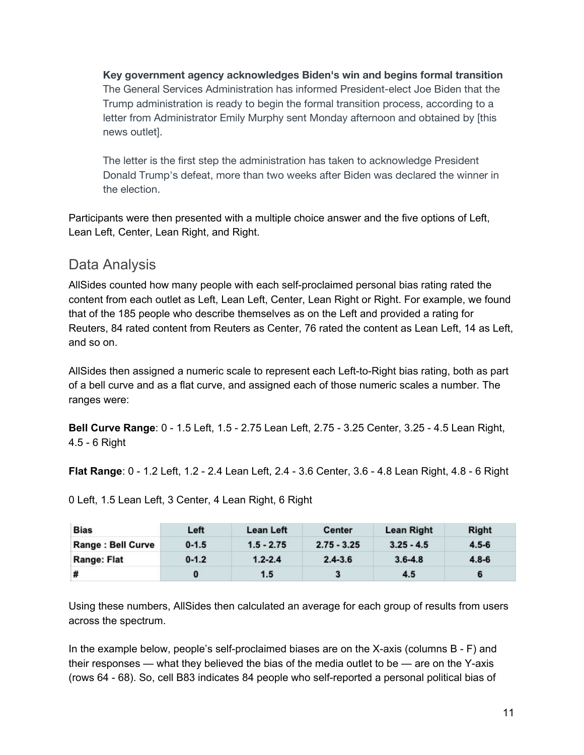**Key government agency acknowledges Biden's win and begins formal transition**
The General Services Administration has informed President-elect Joe Biden that the Trump administration is ready to begin the formal transition process, according to a letter from Administrator Emily Murphy sent Monday afternoon and obtained by [this news outlet].

The letter is the first step the administration has taken to acknowledge President Donald Trump's defeat, more than two weeks after Biden was declared the winner in the election.

Participants were then presented with a multiple choice answer and the five options of Left, Lean Left, Center, Lean Right, and Right.

## Data Analysis

AllSides counted how many people with each self-proclaimed personal bias rating rated the content from each outlet as Left, Lean Left, Center, Lean Right or Right. For example, we found that of the 185 people who describe themselves as on the Left and provided a rating for Reuters, 84 rated content from Reuters as Center, 76 rated the content as Lean Left, 14 as Left, and so on.

AllSides then assigned a numeric scale to represent each Left-to-Right bias rating, both as part of a bell curve and as a flat curve, and assigned each of those numeric scales a number. The ranges were:

**Bell Curve Range**: 0 - 1.5 Left, 1.5 - 2.75 Lean Left, 2.75 - 3.25 Center, 3.25 - 4.5 Lean Right, 4.5 - 6 Right

**Flat Range**: 0 - 1.2 Left, 1.2 - 2.4 Lean Left, 2.4 - 3.6 Center, 3.6 - 4.8 Lean Right, 4.8 - 6 Right

0 Left, 1.5 Lean Left, 3 Center, 4 Lean Right, 6 Right

| Bias | Left | Lean Left | Center | Lean Right | Right |
|---|---|---|---|---|---|
| Range : Bell Curve | 0-1.5 | 1.5 - 2.75 | 2.75 - 3.25 | 3.25 - 4.5 | 4.5-6 |
| Range: Flat | 0-1.2 | 1.2-2.4 | 2.4-3.6 | 3.6-4.8 | 4.8-6 |
| # | 0 | 1.5 | 3 | 4.5 | 6 |

Using these numbers, AllSides then calculated an average for each group of results from users across the spectrum.

In the example below, people's self-proclaimed biases are on the X-axis (columns B - F) and their responses — what they believed the bias of the media outlet to be — are on the Y-axis (rows 64 - 68). So, cell B83 indicates 84 people who self-reported a personal political bias of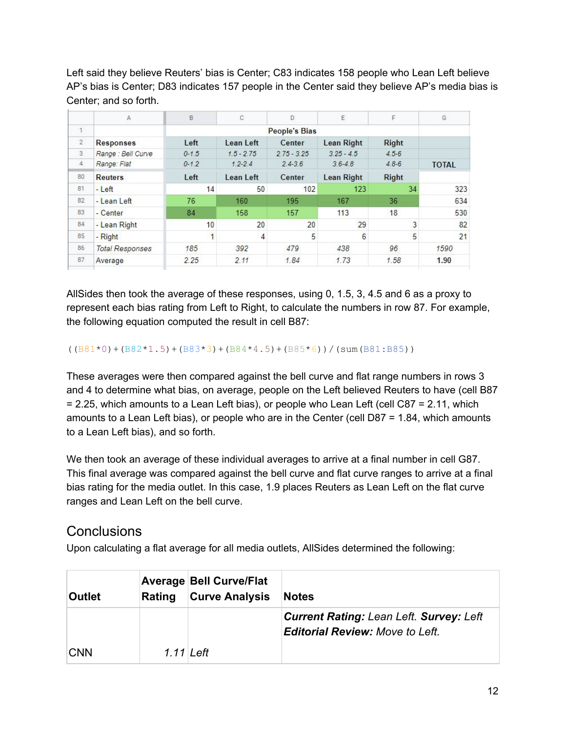Left said they believe Reuters' bias is Center; C83 indicates 158 people who Lean Left believe AP's bias is Center; D83 indicates 157 people in the Center said they believe AP's media bias is Center; and so forth.

| | A | B | C | D | E | F | G |
|---|---|---|---|---|---|---|---|
| 1 | | | | People's Bias | | | |
| 2 | **Responses** | **Left** | **Lean Left** | **Center** | **Lean Right** | **Right** | |
| 3 | *Range : Bell Curve* | *0-1.5* | *1.5 - 2.75* | *2.75 - 3.25* | *3.25 - 4.5* | *4.5-6* | |
| 4 | *Range: Flat* | *0-1.2* | *1.2-2.4* | *2.4-3.6* | *3.6-4.8* | *4.8-6* | **TOTAL** |
| 80 | **Reuters** | **Left** | **Lean Left** | **Center** | **Lean Right** | **Right** | |
| 81 | - Left | 14 | 50 | 102 | 123 | 34 | 323 |
| 82 | - Lean Left | 76 | 160 | 195 | 167 | 36 | 634 |
| 83 | - Center | 84 | 158 | 157 | 113 | 18 | 530 |
| 84 | - Lean Right | 10 | 20 | 20 | 29 | 3 | 82 |
| 85 | - Right | 1 | 4 | 5 | 6 | 5 | 21 |
| 86 | *Total Responses* | *185* | *392* | *479* | *438* | *96* | *1590* |
| 87 | Average | *2.25* | *2.11* | *1.84* | *1.73* | *1.58* | **1.90** |

AllSides then took the average of these responses, using 0, 1.5, 3, 4.5 and 6 as a proxy to represent each bias rating from Left to Right, to calculate the numbers in row 87. For example, the following equation computed the result in cell B87:

```
((B81*0)+(B82*1.5)+(B83*3)+(B84*4.5)+(B85*6))/(sum(B81:B85))
```

These averages were then compared against the bell curve and flat range numbers in rows 3 and 4 to determine what bias, on average, people on the Left believed Reuters to have (cell B87 = 2.25, which amounts to a Lean Left bias), or people who Lean Left (cell C87 = 2.11, which amounts to a Lean Left bias), or people who are in the Center (cell D87 = 1.84, which amounts to a Lean Left bias), and so forth.

We then took an average of these individual averages to arrive at a final number in cell G87. This final average was compared against the bell curve and flat curve ranges to arrive at a final bias rating for the media outlet. In this case, 1.9 places Reuters as Lean Left on the flat curve ranges and Lean Left on the bell curve.

## Conclusions

Upon calculating a flat average for all media outlets, AllSides determined the following:

| **Outlet** | **Average Rating** | **Bell Curve/Flat Curve Analysis** | **Notes** |
|---|---|---|---|
| CNN | *1.11* | *Left* | ***Current Rating:*** *Lean Left.* ***Survey:*** *Left* ***Editorial Review:*** *Move to Left.* |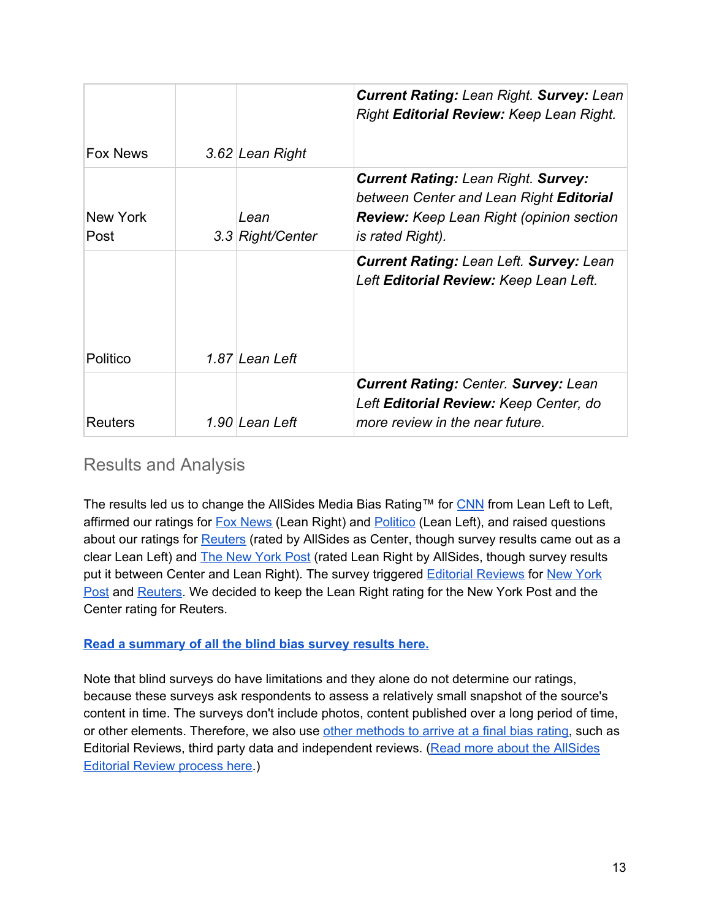| | | | |
|---|---|---|---|
| Fox News | 3.62 | *Lean Right* | ***Current Rating:*** *Lean Right.* ***Survey:*** *Lean Right* ***Editorial Review:*** *Keep Lean Right.* |
| New York Post | 3.3 | *Lean Right/Center* | ***Current Rating:*** *Lean Right.* ***Survey:*** *between Center and Lean Right* ***Editorial Review:*** *Keep Lean Right (opinion section is rated Right).* |
| Politico | 1.87 | *Lean Left* | ***Current Rating:*** *Lean Left.* ***Survey:*** *Lean Left* ***Editorial Review:*** *Keep Lean Left.* |
| Reuters | 1.90 | *Lean Left* | ***Current Rating:*** *Center.* ***Survey:*** *Lean Left* ***Editorial Review:*** *Keep Center, do more review in the near future.* |

## Results and Analysis

The results led us to change the AllSides Media Bias Rating™ for CNN from Lean Left to Left, affirmed our ratings for Fox News (Lean Right) and Politico (Lean Left), and raised questions about our ratings for Reuters (rated by AllSides as Center, though survey results came out as a clear Lean Left) and The New York Post (rated Lean Right by AllSides, though survey results put it between Center and Lean Right). The survey triggered Editorial Reviews for New York Post and Reuters. We decided to keep the Lean Right rating for the New York Post and the Center rating for Reuters.

**Read a summary of all the blind bias survey results here.**

Note that blind surveys do have limitations and they alone do not determine our ratings, because these surveys ask respondents to assess a relatively small snapshot of the source's content in time. The surveys don't include photos, content published over a long period of time, or other elements. Therefore, we also use other methods to arrive at a final bias rating, such as Editorial Reviews, third party data and independent reviews. (Read more about the AllSides Editorial Review process here.)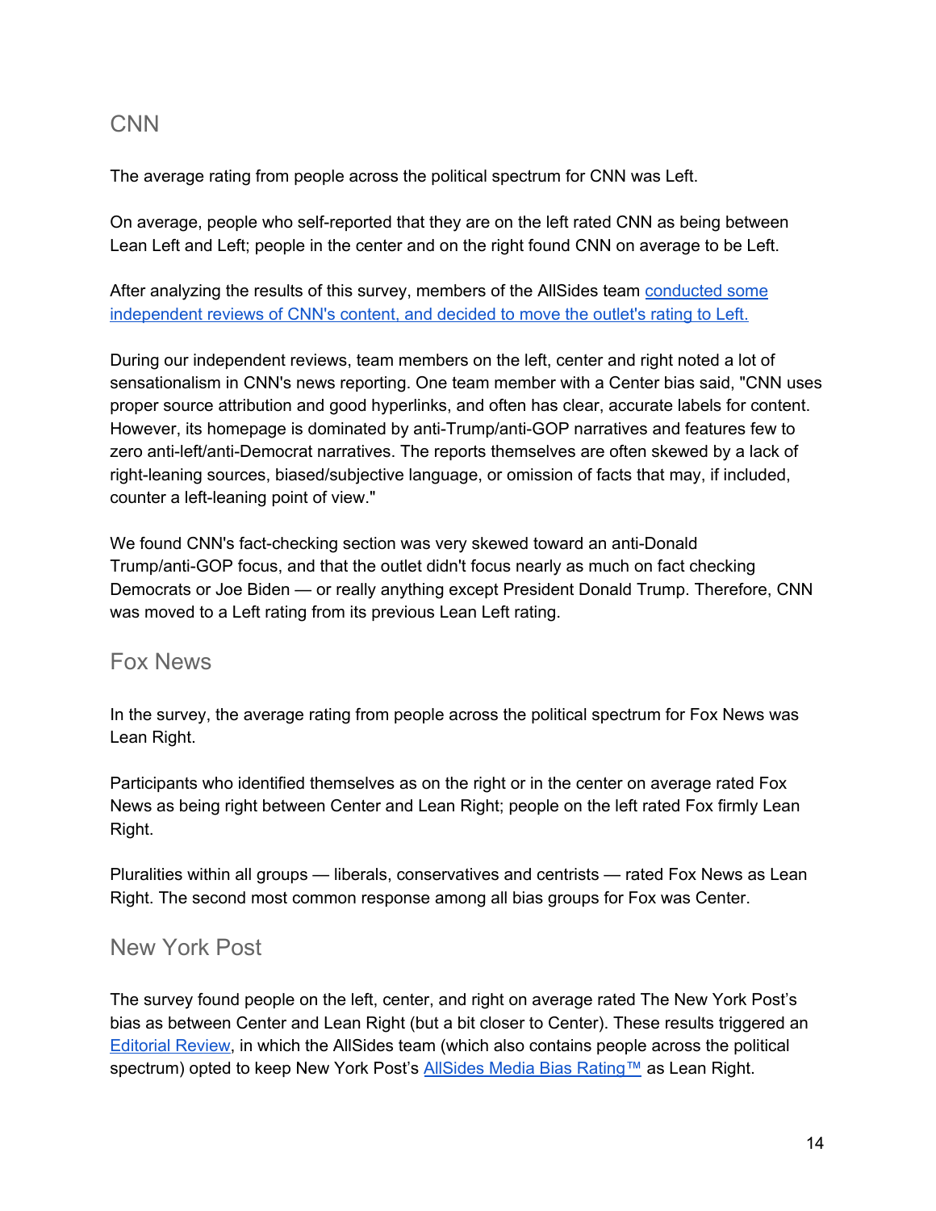## CNN

The average rating from people across the political spectrum for CNN was Left.

On average, people who self-reported that they are on the left rated CNN as being between Lean Left and Left; people in the center and on the right found CNN on average to be Left.

After analyzing the results of this survey, members of the AllSides team conducted some independent reviews of CNN's content, and decided to move the outlet's rating to Left.

During our independent reviews, team members on the left, center and right noted a lot of sensationalism in CNN's news reporting. One team member with a Center bias said, "CNN uses proper source attribution and good hyperlinks, and often has clear, accurate labels for content. However, its homepage is dominated by anti-Trump/anti-GOP narratives and features few to zero anti-left/anti-Democrat narratives. The reports themselves are often skewed by a lack of right-leaning sources, biased/subjective language, or omission of facts that may, if included, counter a left-leaning point of view."

We found CNN's fact-checking section was very skewed toward an anti-Donald Trump/anti-GOP focus, and that the outlet didn't focus nearly as much on fact checking Democrats or Joe Biden — or really anything except President Donald Trump. Therefore, CNN was moved to a Left rating from its previous Lean Left rating.

## Fox News

In the survey, the average rating from people across the political spectrum for Fox News was Lean Right.

Participants who identified themselves as on the right or in the center on average rated Fox News as being right between Center and Lean Right; people on the left rated Fox firmly Lean Right.

Pluralities within all groups — liberals, conservatives and centrists — rated Fox News as Lean Right. The second most common response among all bias groups for Fox was Center.

## New York Post

The survey found people on the left, center, and right on average rated The New York Post's bias as between Center and Lean Right (but a bit closer to Center). These results triggered an Editorial Review, in which the AllSides team (which also contains people across the political spectrum) opted to keep New York Post's AllSides Media Bias Rating™ as Lean Right.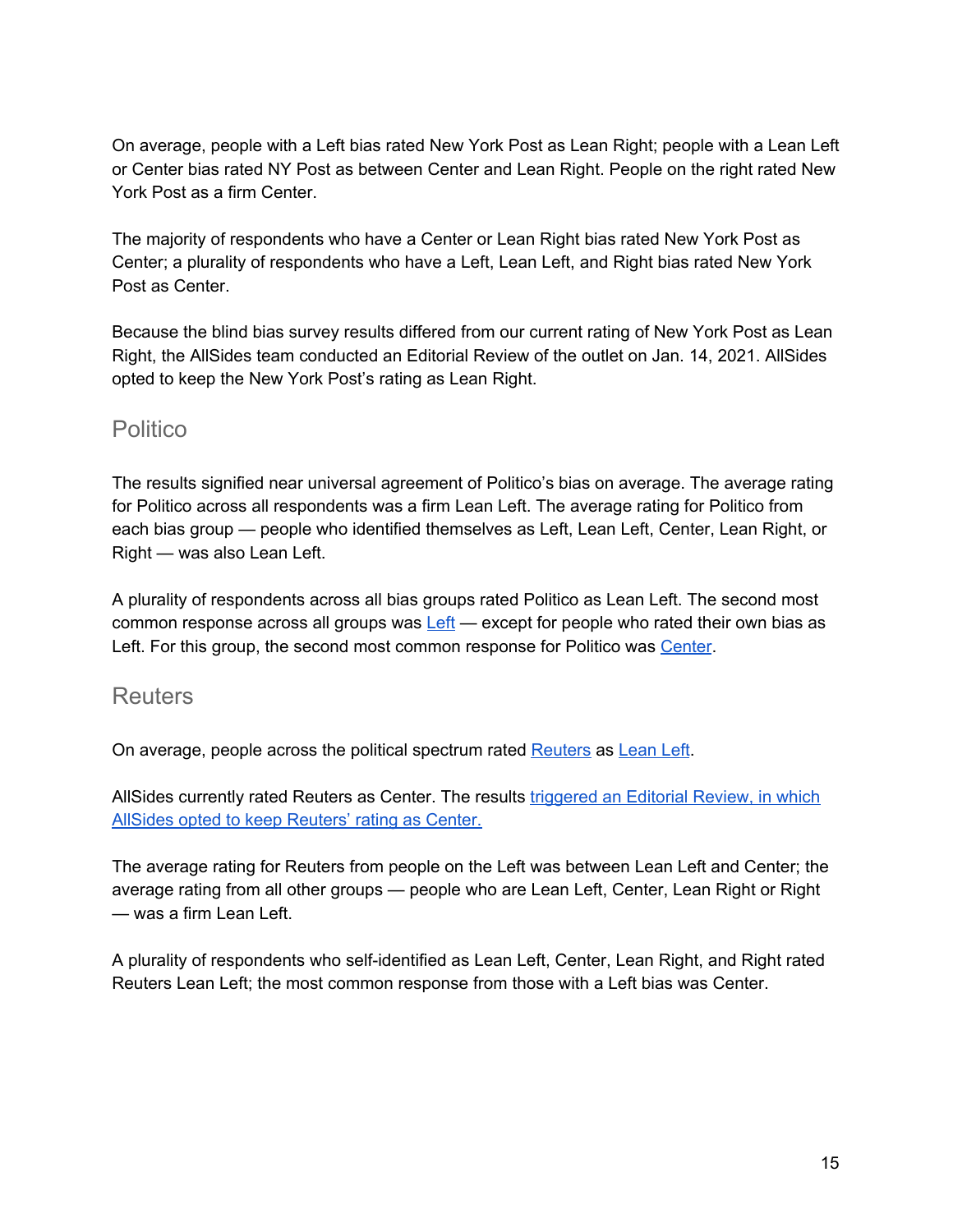On average, people with a Left bias rated New York Post as Lean Right; people with a Lean Left or Center bias rated NY Post as between Center and Lean Right. People on the right rated New York Post as a firm Center.

The majority of respondents who have a Center or Lean Right bias rated New York Post as Center; a plurality of respondents who have a Left, Lean Left, and Right bias rated New York Post as Center.

Because the blind bias survey results differed from our current rating of New York Post as Lean Right, the AllSides team conducted an Editorial Review of the outlet on Jan. 14, 2021. AllSides opted to keep the New York Post's rating as Lean Right.

## Politico

The results signified near universal agreement of Politico's bias on average. The average rating for Politico across all respondents was a firm Lean Left. The average rating for Politico from each bias group — people who identified themselves as Left, Lean Left, Center, Lean Right, or Right — was also Lean Left.

A plurality of respondents across all bias groups rated Politico as Lean Left. The second most common response across all groups was Left — except for people who rated their own bias as Left. For this group, the second most common response for Politico was Center.

## Reuters

On average, people across the political spectrum rated Reuters as Lean Left.

AllSides currently rated Reuters as Center. The results triggered an Editorial Review, in which AllSides opted to keep Reuters' rating as Center.

The average rating for Reuters from people on the Left was between Lean Left and Center; the average rating from all other groups — people who are Lean Left, Center, Lean Right or Right — was a firm Lean Left.

A plurality of respondents who self-identified as Lean Left, Center, Lean Right, and Right rated Reuters Lean Left; the most common response from those with a Left bias was Center.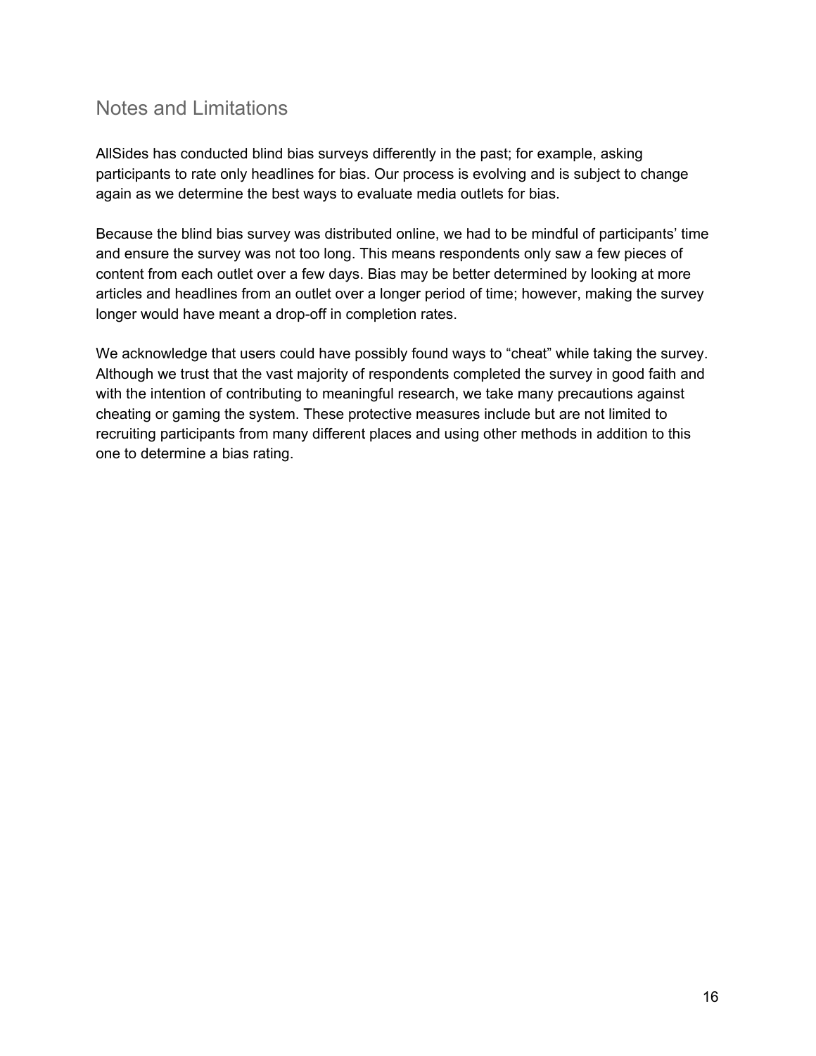## Notes and Limitations

AllSides has conducted blind bias surveys differently in the past; for example, asking participants to rate only headlines for bias. Our process is evolving and is subject to change again as we determine the best ways to evaluate media outlets for bias.

Because the blind bias survey was distributed online, we had to be mindful of participants' time and ensure the survey was not too long. This means respondents only saw a few pieces of content from each outlet over a few days. Bias may be better determined by looking at more articles and headlines from an outlet over a longer period of time; however, making the survey longer would have meant a drop-off in completion rates.

We acknowledge that users could have possibly found ways to "cheat" while taking the survey. Although we trust that the vast majority of respondents completed the survey in good faith and with the intention of contributing to meaningful research, we take many precautions against cheating or gaming the system. These protective measures include but are not limited to recruiting participants from many different places and using other methods in addition to this one to determine a bias rating.